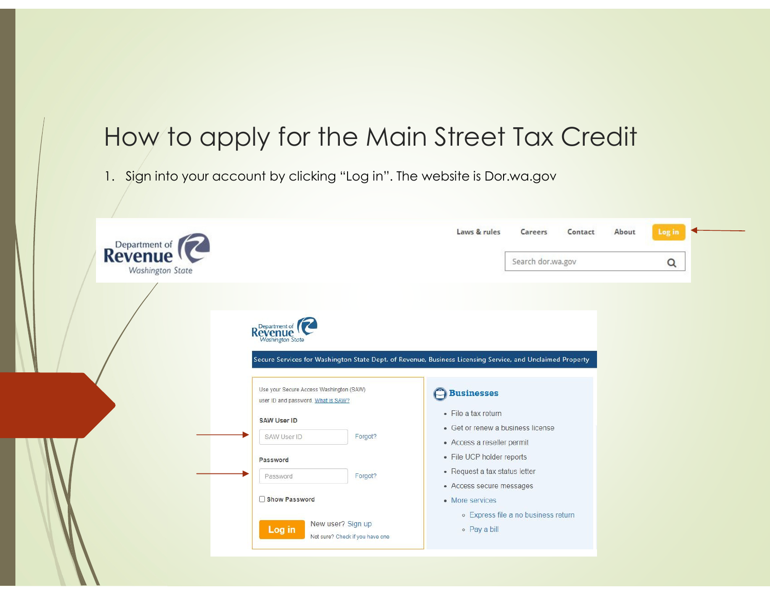# How to apply for the Main Street Tax Credit

1. Sign into your account by clicking "Log in". The website is Dor.wa.gov

Department of Revenue
Washington State

Laws & rules   Careers   Contact   About   Log in

Search dor.wa.gov

Department of Revenue
Washington State

Secure Services for Washington State Dept. of Revenue, Business Licensing Service, and Unclaimed Property

Use your Secure Access Washington (SAW) user ID and password. What is SAW?

**SAW User ID**

SAW User ID   Forgot?

**Password**

Password   Forgot?

Show Password

**Log in**   New user? Sign up

Not sure? Check if you have one

## Businesses

- File a tax return
- Get or renew a business license
- Access a reseller permit
- File UCP holder reports
- Request a tax status letter
- Access secure messages
- More services
  - Express file a no business return
  - Pay a bill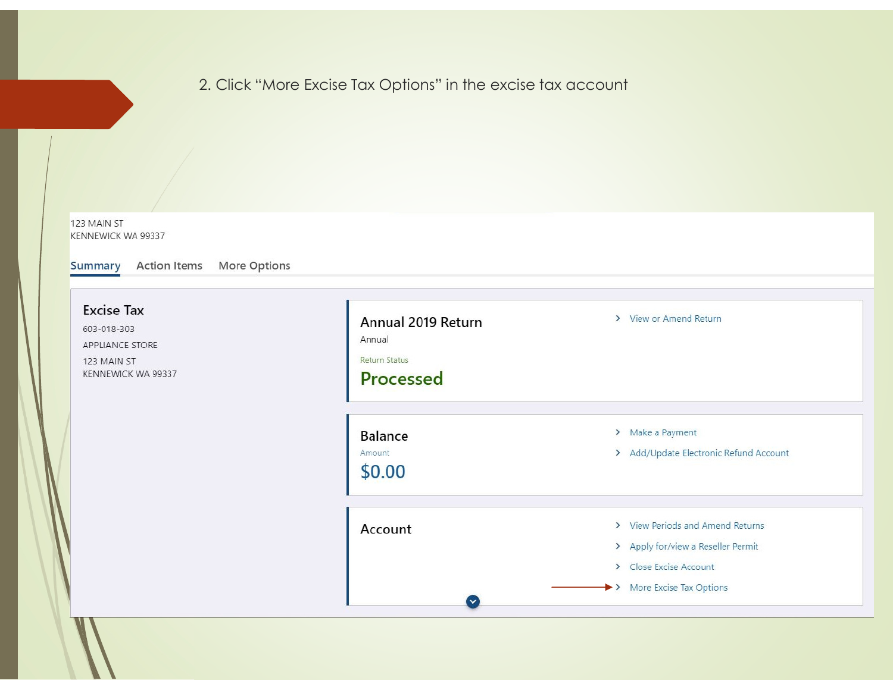2. Click "More Excise Tax Options" in the excise tax account

123 MAIN ST
KENNEWICK WA 99337

Summary    Action Items    More Options

**Excise Tax**
603-018-303
APPLIANCE STORE
123 MAIN ST
KENNEWICK WA 99337

**Annual 2019 Return**
Annual
Return Status
**Processed**

> View or Amend Return

**Balance**
Amount
**$0.00**

> Make a Payment
> Add/Update Electronic Refund Account

**Account**

> View Periods and Amend Returns
> Apply for/view a Reseller Permit
> Close Excise Account
> More Excise Tax Options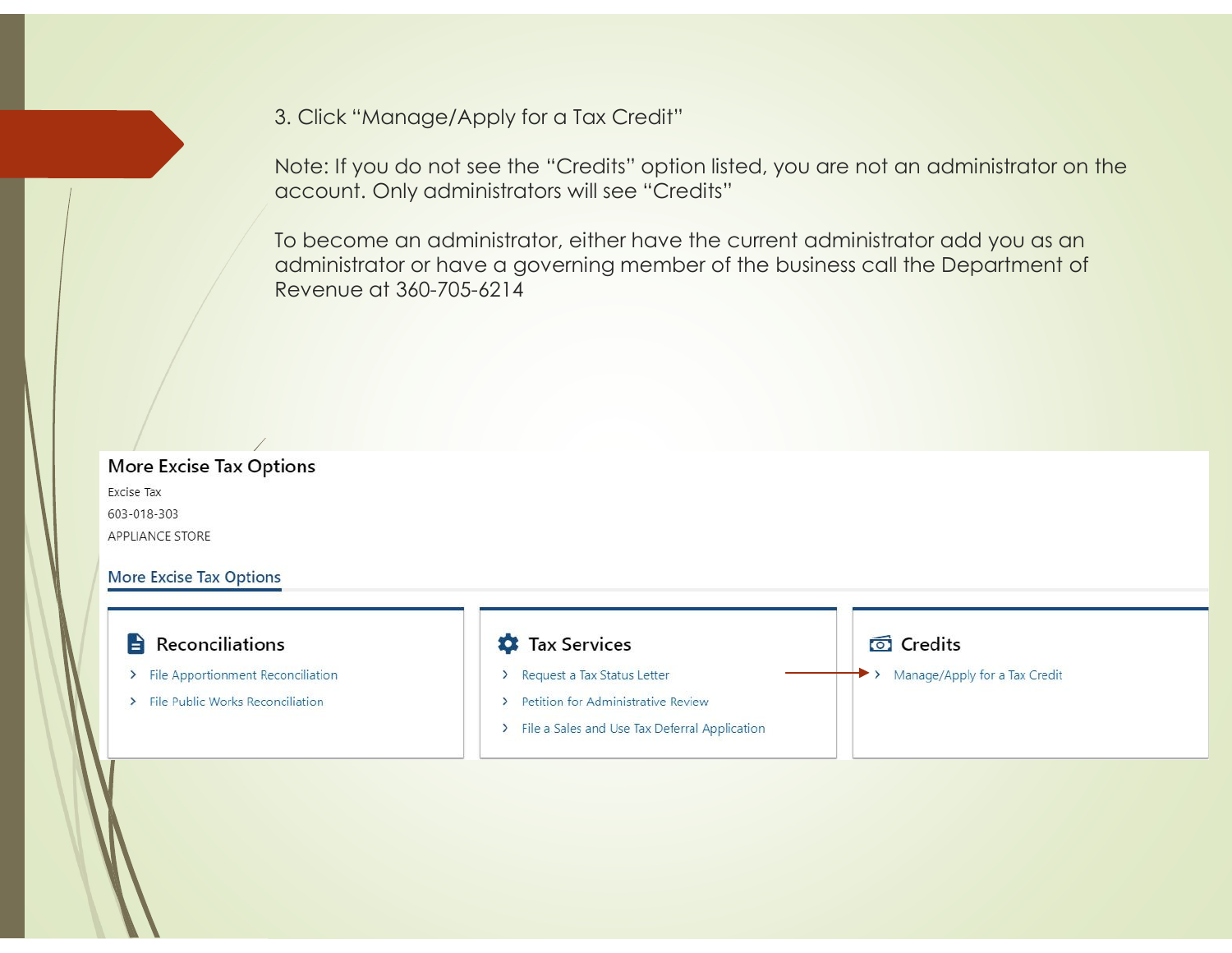3. Click "Manage/Apply for a Tax Credit"

Note: If you do not see the "Credits" option listed, you are not an administrator on the account. Only administrators will see "Credits"

To become an administrator, either have the current administrator add you as an administrator or have a governing member of the business call the Department of Revenue at 360-705-6214

## More Excise Tax Options

Excise Tax

603-018-303

APPLIANCE STORE

**More Excise Tax Options**

### Reconciliations

- File Apportionment Reconciliation
- File Public Works Reconciliation

### Tax Services

- Request a Tax Status Letter
- Petition for Administrative Review
- File a Sales and Use Tax Deferral Application

### Credits

- Manage/Apply for a Tax Credit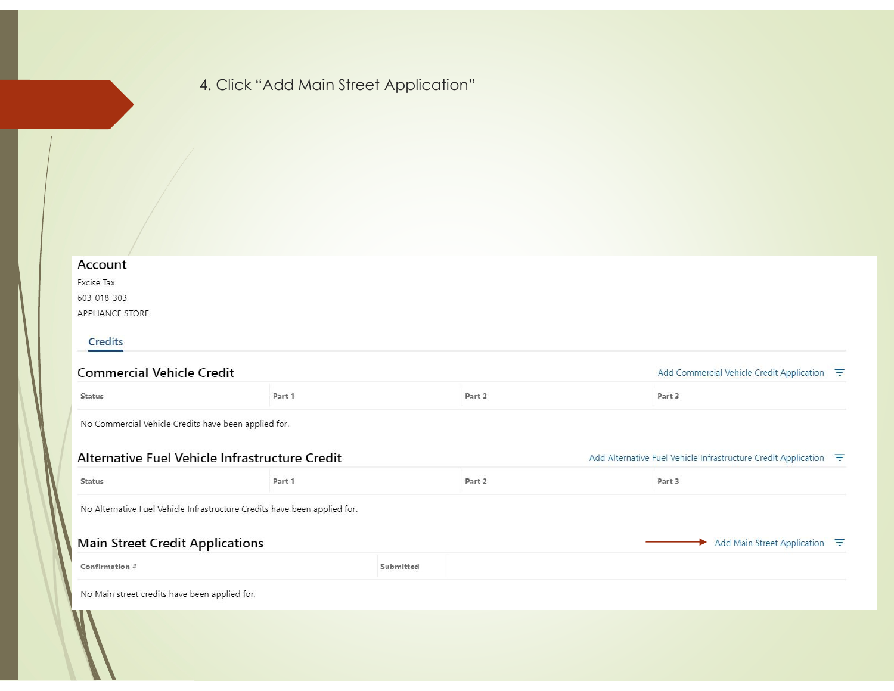4. Click "Add Main Street Application"

## Account

Excise Tax

603-018-303

APPLIANCE STORE

Credits

### Commercial Vehicle Credit

Add Commercial Vehicle Credit Application

| Status | Part 1 | Part 2 | Part 3 |
|---|---|---|---|

No Commercial Vehicle Credits have been applied for.

### Alternative Fuel Vehicle Infrastructure Credit

Add Alternative Fuel Vehicle Infrastructure Credit Application

| Status | Part 1 | Part 2 | Part 3 |
|---|---|---|---|

No Alternative Fuel Vehicle Infrastructure Credits have been applied for.

### Main Street Credit Applications

Add Main Street Application

| Confirmation # | Submitted |
|---|---|

No Main street credits have been applied for.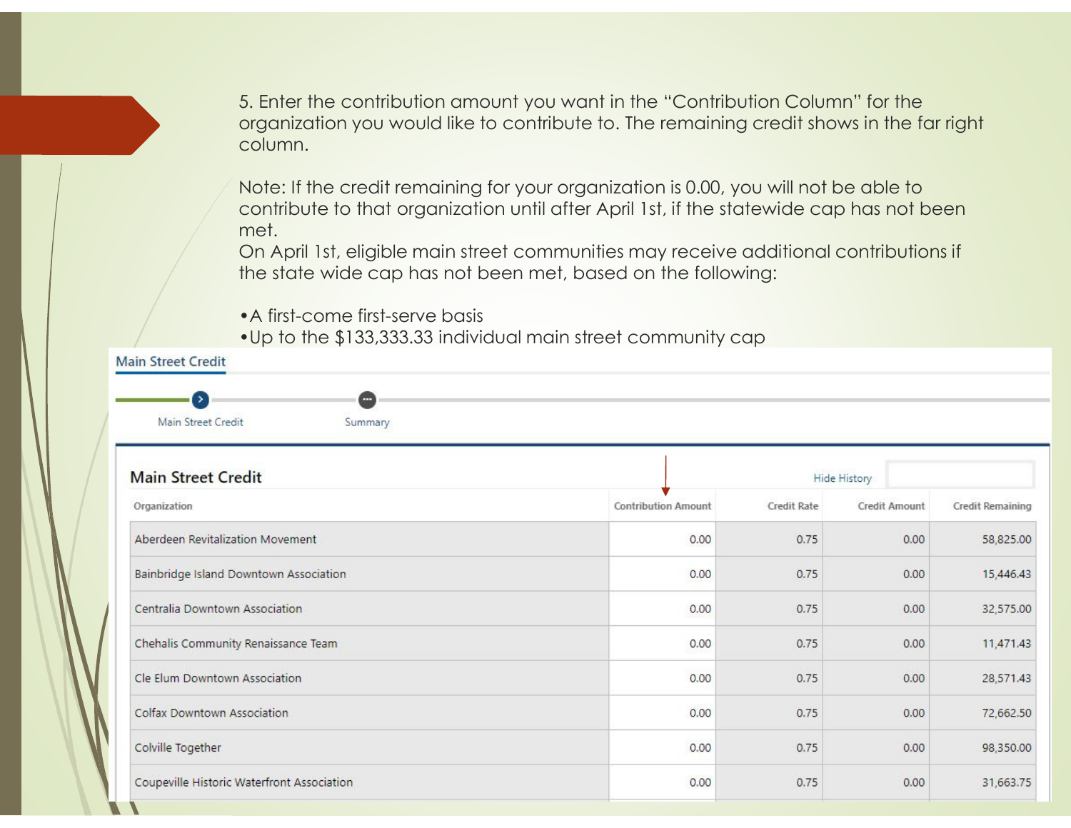5. Enter the contribution amount you want in the "Contribution Column" for the organization you would like to contribute to. The remaining credit shows in the far right column.

Note: If the credit remaining for your organization is 0.00, you will not be able to contribute to that organization until after April 1st, if the statewide cap has not been met.
On April 1st, eligible main street communities may receive additional contributions if the state wide cap has not been met, based on the following:

- A first-come first-serve basis
- Up to the $133,333.33 individual main street community cap

**Main Street Credit**

Main Street Credit — Summary

## Main Street Credit

Hide History

| Organization | Contribution Amount | Credit Rate | Credit Amount | Credit Remaining |
|---|---|---|---|---|
| Aberdeen Revitalization Movement | 0.00 | 0.75 | 0.00 | 58,825.00 |
| Bainbridge Island Downtown Association | 0.00 | 0.75 | 0.00 | 15,446.43 |
| Centralia Downtown Association | 0.00 | 0.75 | 0.00 | 32,575.00 |
| Chehalis Community Renaissance Team | 0.00 | 0.75 | 0.00 | 11,471.43 |
| Cle Elum Downtown Association | 0.00 | 0.75 | 0.00 | 28,571.43 |
| Colfax Downtown Association | 0.00 | 0.75 | 0.00 | 72,662.50 |
| Colville Together | 0.00 | 0.75 | 0.00 | 98,350.00 |
| Coupeville Historic Waterfront Association | 0.00 | 0.75 | 0.00 | 31,663.75 |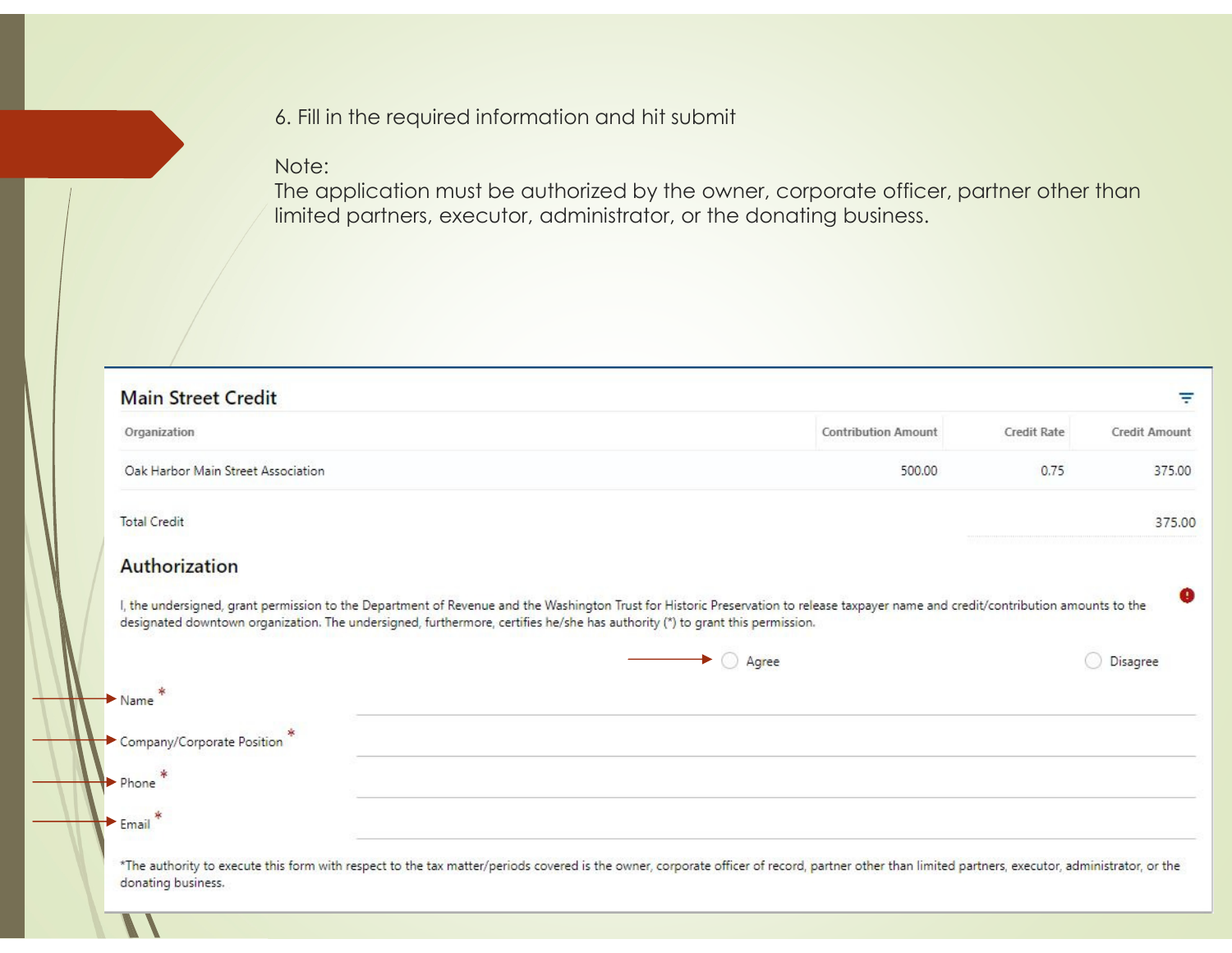6. Fill in the required information and hit submit

Note:
The application must be authorized by the owner, corporate officer, partner other than limited partners, executor, administrator, or the donating business.

## Main Street Credit

| Organization | Contribution Amount | Credit Rate | Credit Amount |
|---|---|---|---|
| Oak Harbor Main Street Association | 500.00 | 0.75 | 375.00 |

Total Credit 375.00

## Authorization

I, the undersigned, grant permission to the Department of Revenue and the Washington Trust for Historic Preservation to release taxpayer name and credit/contribution amounts to the designated downtown organization. The undersigned, furthermore, certifies he/she has authority (*) to grant this permission.

Agree    Disagree

Name *

Company/Corporate Position *

Phone *

Email *

*The authority to execute this form with respect to the tax matter/periods covered is the owner, corporate officer of record, partner other than limited partners, executor, administrator, or the donating business.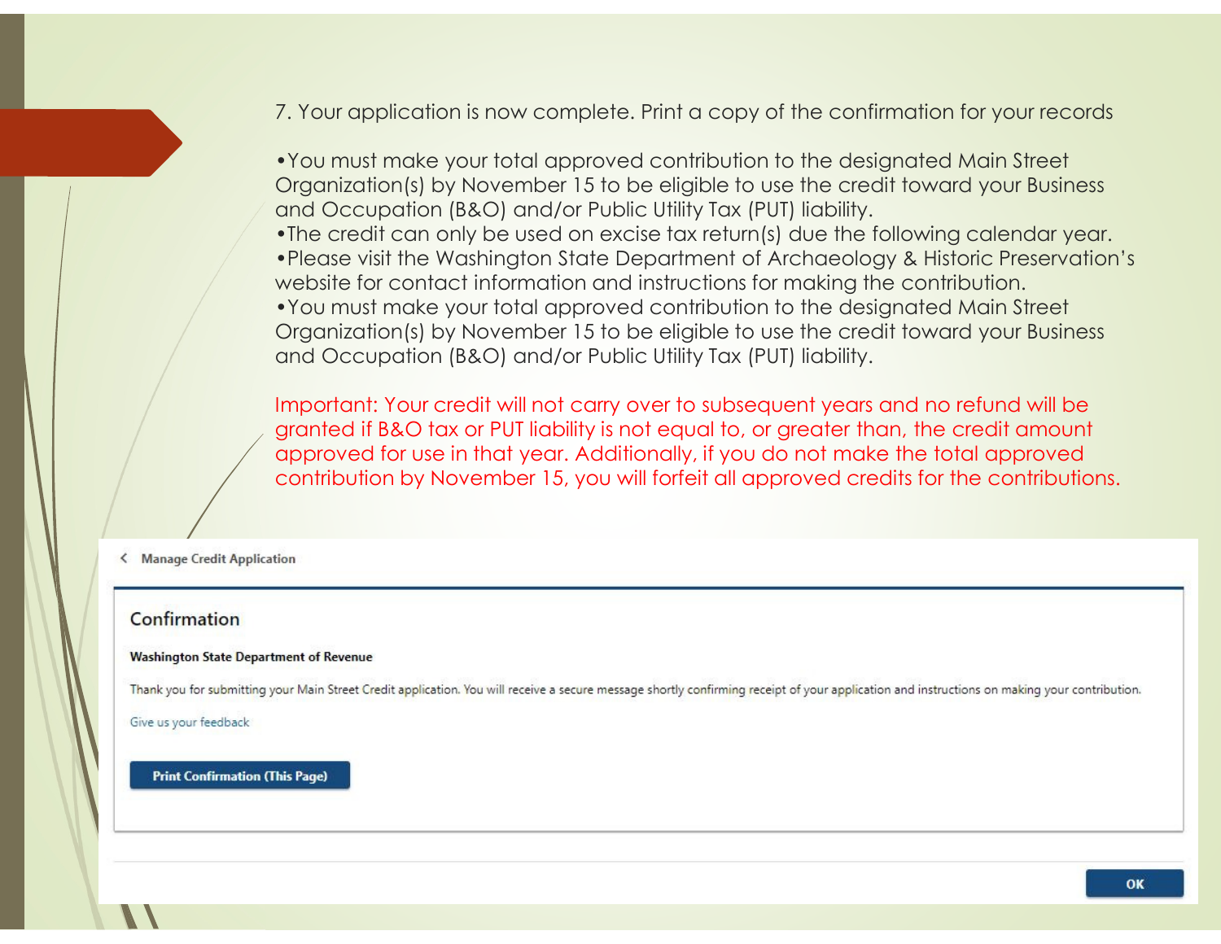7. Your application is now complete. Print a copy of the confirmation for your records

- You must make your total approved contribution to the designated Main Street Organization(s) by November 15 to be eligible to use the credit toward your Business and Occupation (B&O) and/or Public Utility Tax (PUT) liability.
- The credit can only be used on excise tax return(s) due the following calendar year.
- Please visit the Washington State Department of Archaeology & Historic Preservation's website for contact information and instructions for making the contribution.
- You must make your total approved contribution to the designated Main Street Organization(s) by November 15 to be eligible to use the credit toward your Business and Occupation (B&O) and/or Public Utility Tax (PUT) liability.

Important: Your credit will not carry over to subsequent years and no refund will be granted if B&O tax or PUT liability is not equal to, or greater than, the credit amount approved for use in that year. Additionally, if you do not make the total approved contribution by November 15, you will forfeit all approved credits for the contributions.

< Manage Credit Application

## Confirmation

**Washington State Department of Revenue**

Thank you for submitting your Main Street Credit application. You will receive a secure message shortly confirming receipt of your application and instructions on making your contribution.

Give us your feedback

**Print Confirmation (This Page)**

**OK**